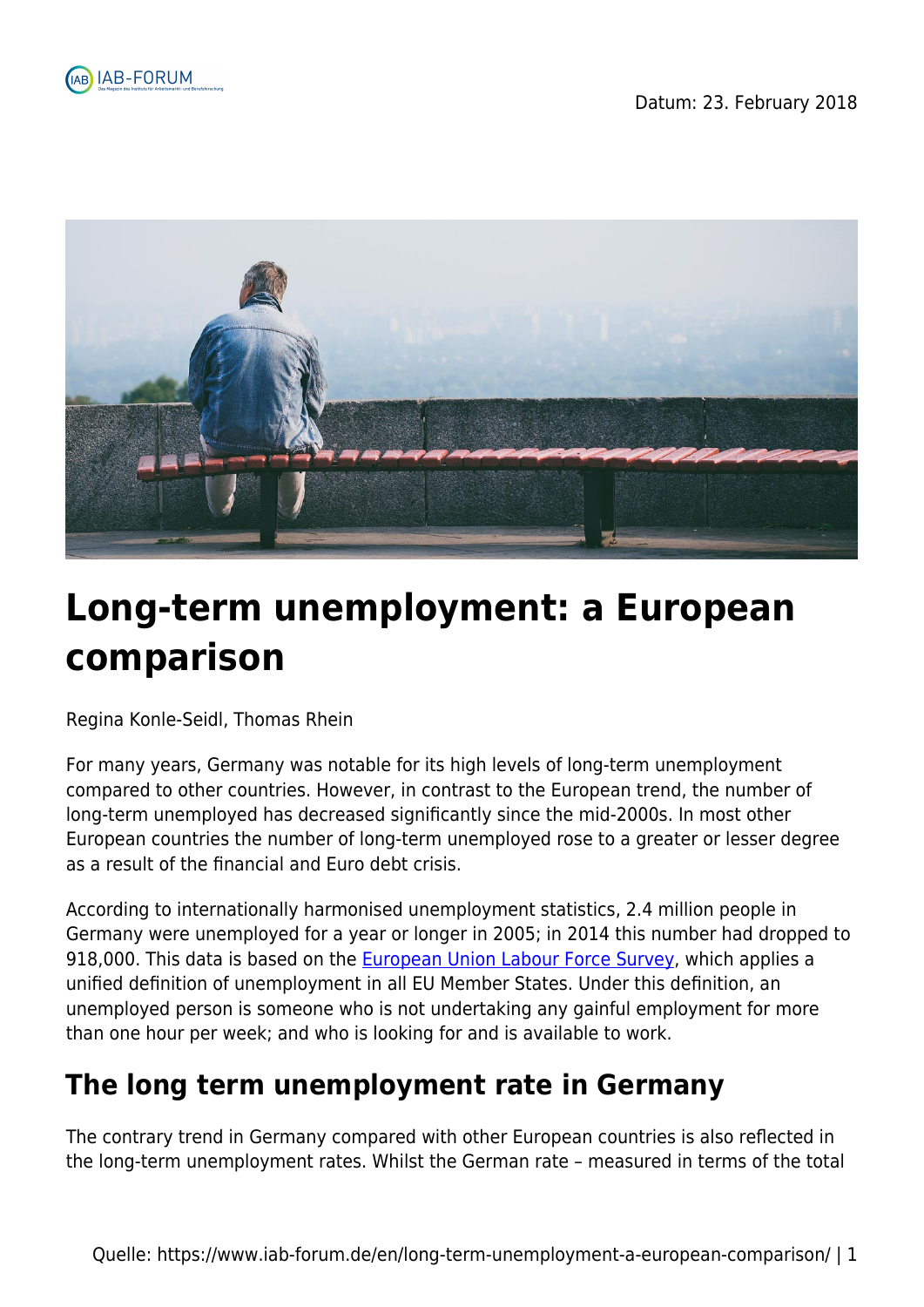Datum: 23. February 2018

# Long-term unemployment: a European comparison

Regina Konle-Seidl, Thomas Rhein

For many years, Germany was notable for its high levels of long-term unemployment compared to other countries. However, in contrast to the European trend, the number of long-term unemployed has decreased significantly since the mid-2000s. In most other European countries the number of long-term unemployed rose to a greater or lesser degree as a result of the financial and Euro debt crisis.

According to internationally harmonised unemployment statistics, 2.4 million people in Germany were unemployed for a year or longer in 2005; in 2014 this number had dropped to 918,000. This data is based on the European Union Labour Force Survey, which applies a unified definition of unemployment in all EU Member States. Under this definition, an unemployed person is someone who is not undertaking any gainful employment for more than one hour per week; and who is looking for and is available to work.

## The long term unemployment rate in Germany

The contrary trend in Germany compared with other European countries is also reflected in the long-term unemployment rates. Whilst the German rate – measured in terms of the total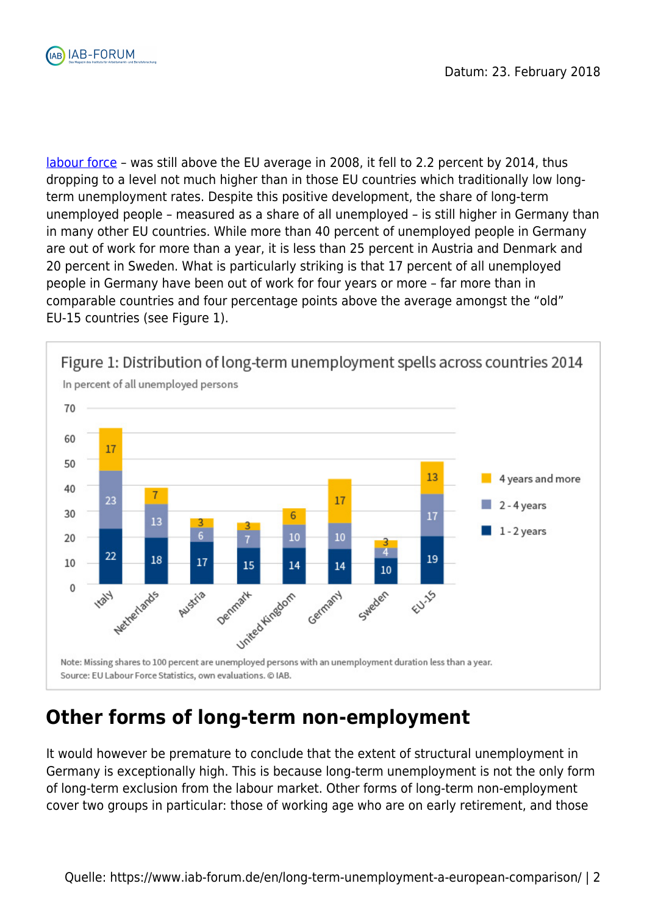labour force – was still above the EU average in 2008, it fell to 2.2 percent by 2014, thus dropping to a level not much higher than in those EU countries which traditionally low long-term unemployment rates. Despite this positive development, the share of long-term unemployed people – measured as a share of all unemployed – is still higher in Germany than in many other EU countries. While more than 40 percent of unemployed people in Germany are out of work for more than a year, it is less than 25 percent in Austria and Denmark and 20 percent in Sweden. What is particularly striking is that 17 percent of all unemployed people in Germany have been out of work for four years or more – far more than in comparable countries and four percentage points above the average amongst the "old" EU-15 countries (see Figure 1).

**Figure 1: Distribution of long-term unemployment spells across countries 2014**

In percent of all unemployed persons

| Country | 1 - 2 years | 2 - 4 years | 4 years and more |
|---|---|---|---|
| Italy | 22 | 23 | 17 |
| Netherlands | 18 | 13 | 7 |
| Austria | 17 | 6 | 3 |
| Denmark | 15 | 7 | 3 |
| United Kingdom | 14 | 10 | 6 |
| Germany | 14 | 10 | 17 |
| Sweden | 10 | 4 | 3 |
| EU-15 | 19 | 17 | 13 |

Note: Missing shares to 100 percent are unemployed persons with an unemployment duration less than a year.
Source: EU Labour Force Statistics, own evaluations. © IAB.

## Other forms of long-term non-employment

It would however be premature to conclude that the extent of structural unemployment in Germany is exceptionally high. This is because long-term unemployment is not the only form of long-term exclusion from the labour market. Other forms of long-term non-employment cover two groups in particular: those of working age who are on early retirement, and those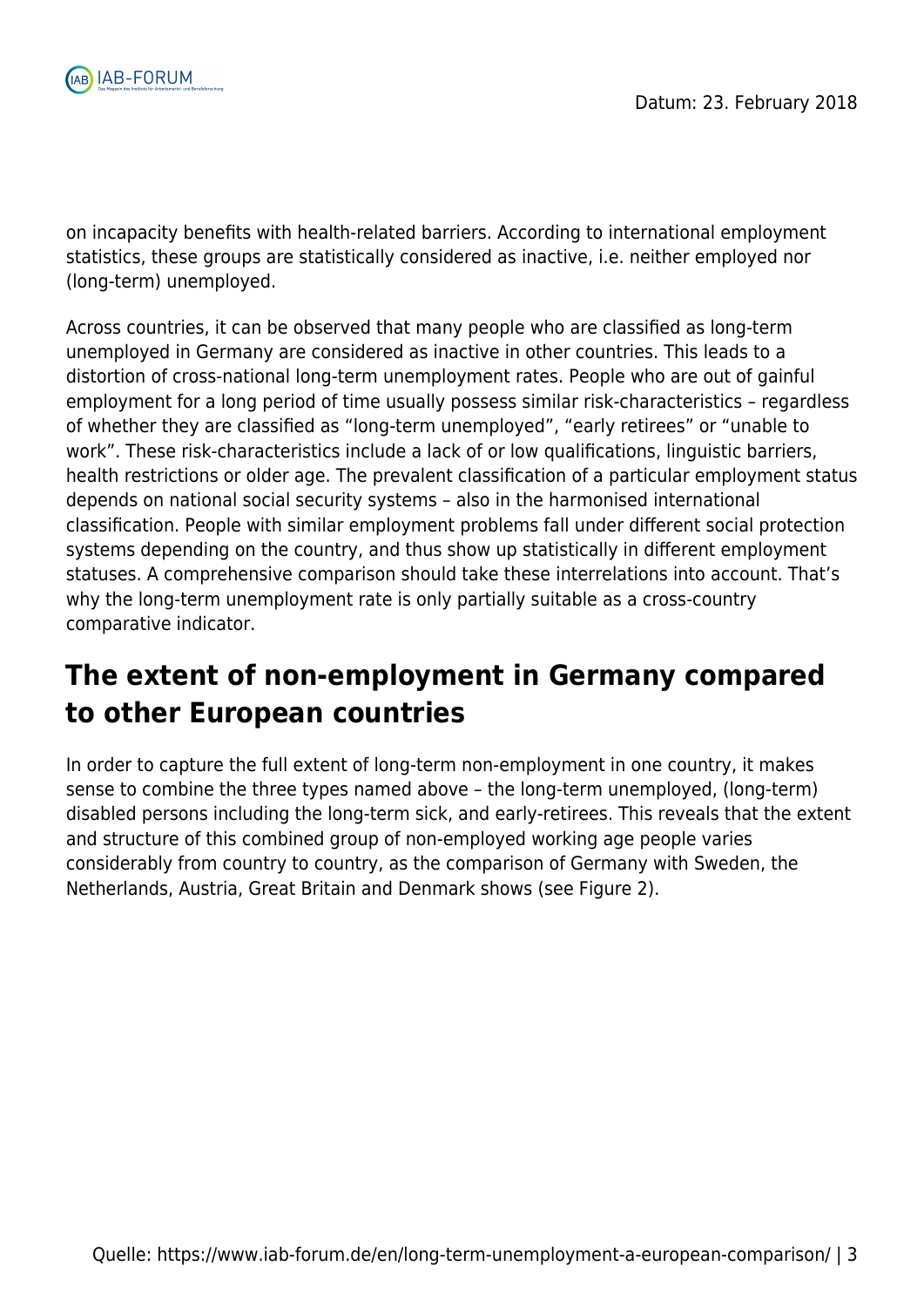on incapacity benefits with health-related barriers. According to international employment statistics, these groups are statistically considered as inactive, i.e. neither employed nor (long-term) unemployed.

Across countries, it can be observed that many people who are classified as long-term unemployed in Germany are considered as inactive in other countries. This leads to a distortion of cross-national long-term unemployment rates. People who are out of gainful employment for a long period of time usually possess similar risk-characteristics – regardless of whether they are classified as "long-term unemployed", "early retirees" or "unable to work". These risk-characteristics include a lack of or low qualifications, linguistic barriers, health restrictions or older age. The prevalent classification of a particular employment status depends on national social security systems – also in the harmonised international classification. People with similar employment problems fall under different social protection systems depending on the country, and thus show up statistically in different employment statuses. A comprehensive comparison should take these interrelations into account. That's why the long-term unemployment rate is only partially suitable as a cross-country comparative indicator.

## The extent of non-employment in Germany compared to other European countries

In order to capture the full extent of long-term non-employment in one country, it makes sense to combine the three types named above – the long-term unemployed, (long-term) disabled persons including the long-term sick, and early-retirees. This reveals that the extent and structure of this combined group of non-employed working age people varies considerably from country to country, as the comparison of Germany with Sweden, the Netherlands, Austria, Great Britain and Denmark shows (see Figure 2).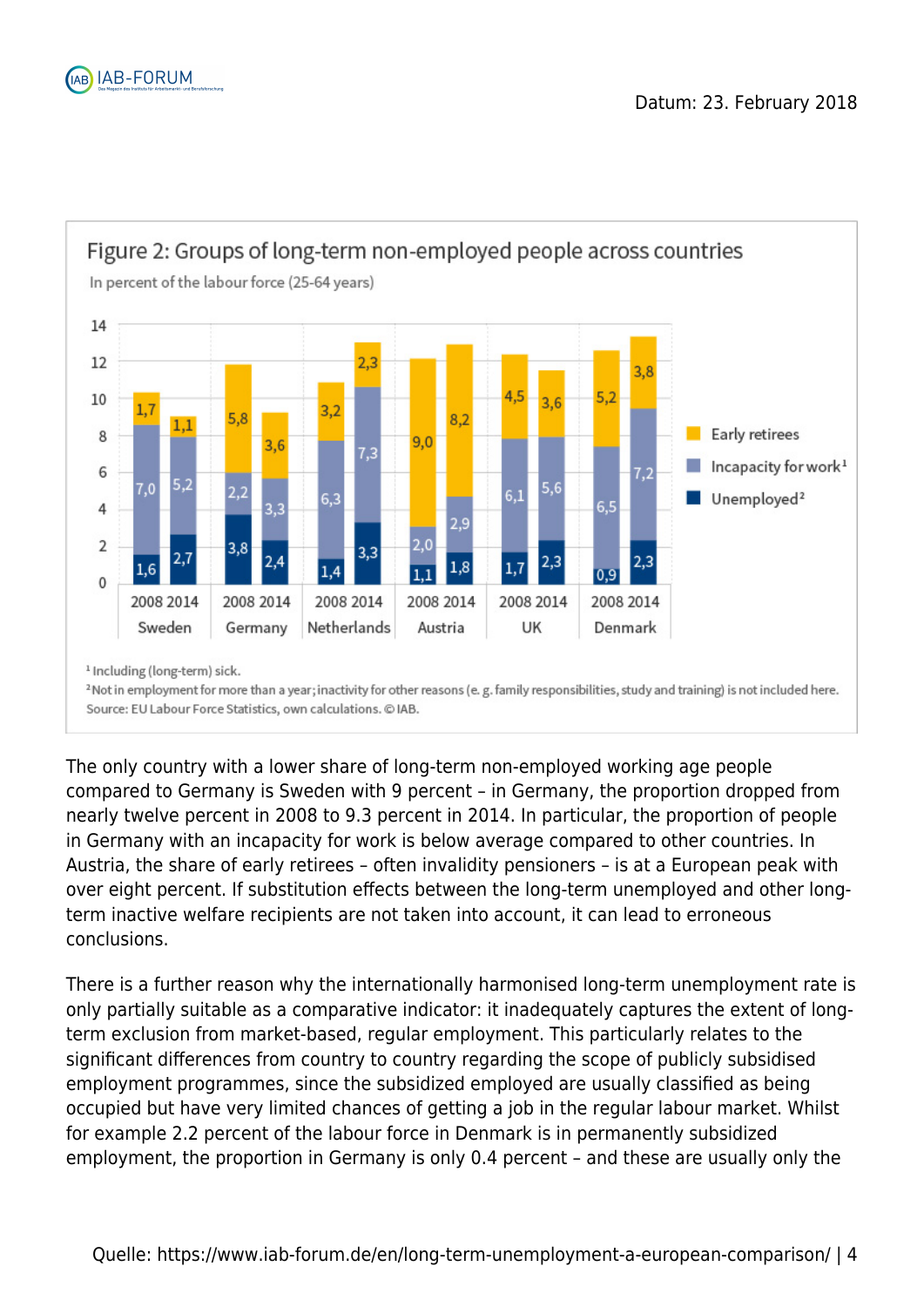**Figure 2: Groups of long-term non-employed people across countries**

In percent of the labour force (25-64 years)

| Country | Year | Early retirees | Incapacity for work[1] | Unemployed[2] |
|---|---|---|---|---|
| Sweden | 2008 | 1,7 | 7,0 | 1,6 |
| Sweden | 2014 | 1,1 | 5,2 | 2,7 |
| Germany | 2008 | 5,8 | 2,2 | 3,8 |
| Germany | 2014 | 3,6 | 3,3 | 2,4 |
| Netherlands | 2008 | 3,2 | 6,3 | 1,4 |
| Netherlands | 2014 | 2,3 | 7,3 | 3,3 |
| Austria | 2008 | 9,0 | 2,0 | 1,1 |
| Austria | 2014 | 8,2 | 2,9 | 1,8 |
| UK | 2008 | 4,5 | 6,1 | 1,7 |
| UK | 2014 | 3,6 | 5,6 | 2,3 |
| Denmark | 2008 | 5,2 | 6,5 | 0,9 |
| Denmark | 2014 | 3,8 | 7,2 | 2,3 |

[1] Including (long-term) sick.
[2] Not in employment for more than a year; inactivity for other reasons (e. g. family responsibilities, study and training) is not included here.
Source: EU Labour Force Statistics, own calculations. © IAB.

The only country with a lower share of long-term non-employed working age people compared to Germany is Sweden with 9 percent – in Germany, the proportion dropped from nearly twelve percent in 2008 to 9.3 percent in 2014. In particular, the proportion of people in Germany with an incapacity for work is below average compared to other countries. In Austria, the share of early retirees – often invalidity pensioners – is at a European peak with over eight percent. If substitution effects between the long-term unemployed and other long-term inactive welfare recipients are not taken into account, it can lead to erroneous conclusions.

There is a further reason why the internationally harmonised long-term unemployment rate is only partially suitable as a comparative indicator: it inadequately captures the extent of long-term exclusion from market-based, regular employment. This particularly relates to the significant differences from country to country regarding the scope of publicly subsidised employment programmes, since the subsidized employed are usually classified as being occupied but have very limited chances of getting a job in the regular labour market. Whilst for example 2.2 percent of the labour force in Denmark is in permanently subsidized employment, the proportion in Germany is only 0.4 percent – and these are usually only the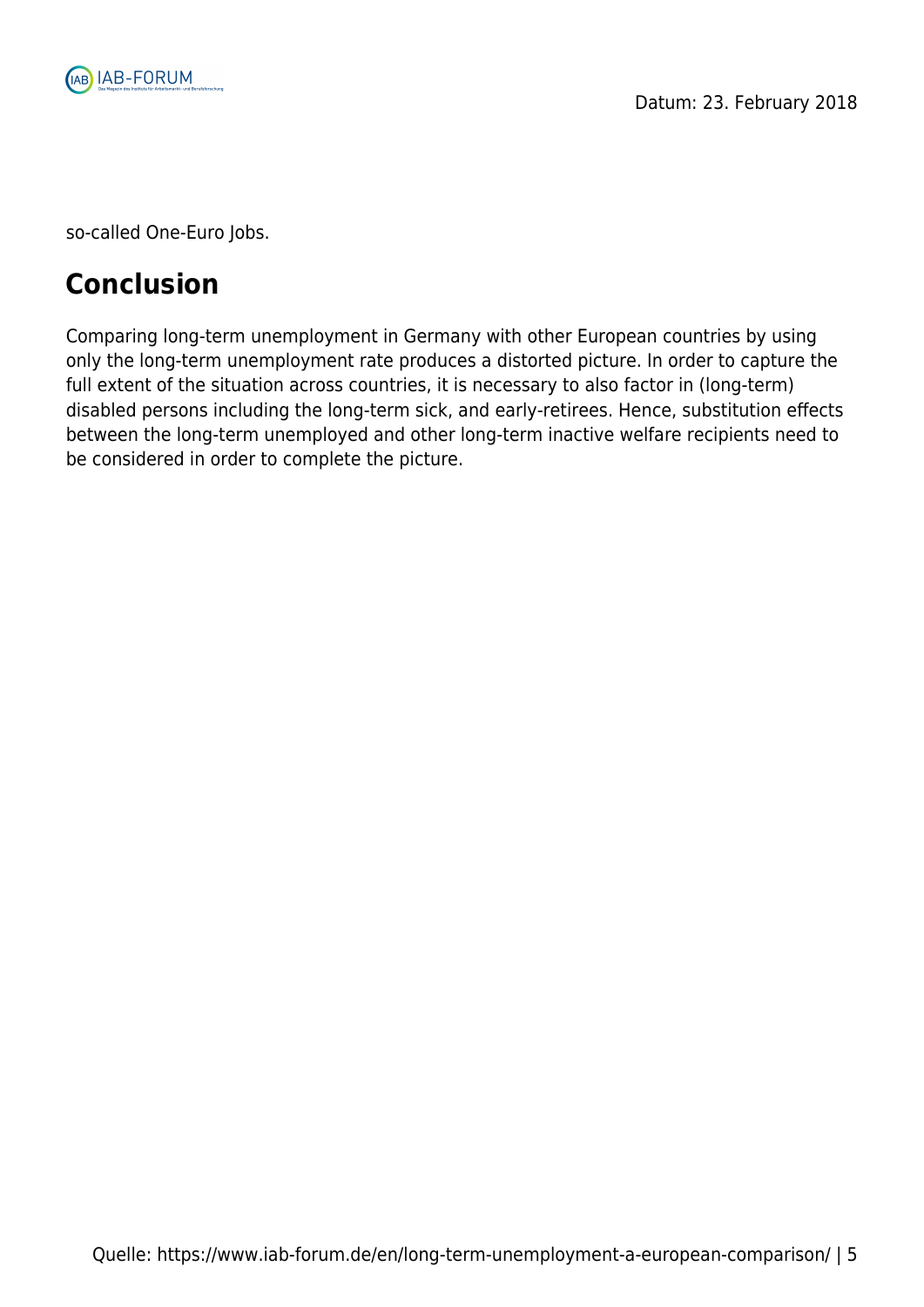so-called One-Euro Jobs.

## Conclusion

Comparing long-term unemployment in Germany with other European countries by using only the long-term unemployment rate produces a distorted picture. In order to capture the full extent of the situation across countries, it is necessary to also factor in (long-term) disabled persons including the long-term sick, and early-retirees. Hence, substitution effects between the long-term unemployed and other long-term inactive welfare recipients need to be considered in order to complete the picture.